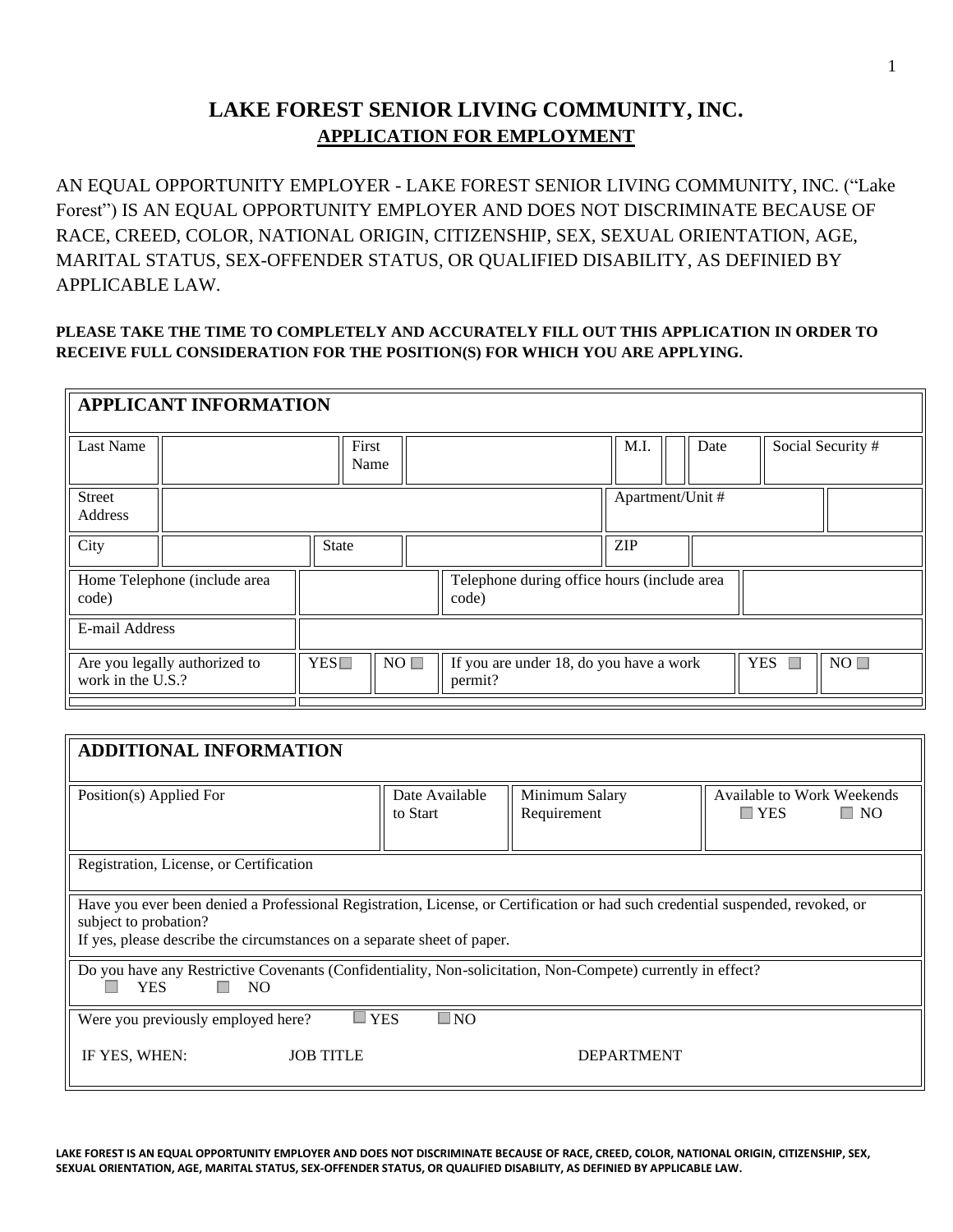# LAKE FOREST SENIOR LIVING COMMUNITY, INC.

## APPLICATION FOR EMPLOYMENT

AN EQUAL OPPORTUNITY EMPLOYER - LAKE FOREST SENIOR LIVING COMMUNITY, INC. ("Lake Forest") IS AN EQUAL OPPORTUNITY EMPLOYER AND DOES NOT DISCRIMINATE BECAUSE OF RACE, CREED, COLOR, NATIONAL ORIGIN, CITIZENSHIP, SEX, SEXUAL ORIENTATION, AGE, MARITAL STATUS, SEX-OFFENDER STATUS, OR QUALIFIED DISABILITY, AS DEFINED BY APPLICABLE LAW.

**PLEASE TAKE THE TIME TO COMPLETELY AND ACCURATELY FILL OUT THIS APPLICATION IN ORDER TO RECEIVE FULL CONSIDERATION FOR THE POSITION(S) FOR WHICH YOU ARE APPLYING.**

| **APPLICANT INFORMATION** | | | | | | | | | |
|---|---|---|---|---|---|---|---|---|---|
| Last Name | | First Name | | M.I. | | Date | | Social Security # | |
| Street Address | | | | Apartment/Unit # | | | | | |
| City | | State | | ZIP | | | | | |
| Home Telephone (include area code) | | | | Telephone during office hours (include area code) | | | | | |
| E-mail Address | | | | | | | | | |
| Are you legally authorized to work in the U.S.? | YES ☐ | NO ☐ | | If you are under 18, do you have a work permit? | | YES ☐ | NO ☐ | | |

| **ADDITIONAL INFORMATION** | | | |
|---|---|---|---|
| Position(s) Applied For | Date Available to Start | Minimum Salary Requirement | Available to Work Weekends ☐ YES ☐ NO |
| Registration, License, or Certification | | | |
| Have you ever been denied a Professional Registration, License, or Certification or had such credential suspended, revoked, or subject to probation? If yes, please describe the circumstances on a separate sheet of paper. | | | |
| Do you have any Restrictive Covenants (Confidentiality, Non-solicitation, Non-Compete) currently in effect? ☐ YES ☐ NO | | | |
| Were you previously employed here? ☐ YES ☐ NO<br>IF YES, WHEN: JOB TITLE DEPARTMENT | | | |

**LAKE FOREST IS AN EQUAL OPPORTUNITY EMPLOYER AND DOES NOT DISCRIMINATE BECAUSE OF RACE, CREED, COLOR, NATIONAL ORIGIN, CITIZENSHIP, SEX, SEXUAL ORIENTATION, AGE, MARITAL STATUS, SEX-OFFENDER STATUS, OR QUALIFIED DISABILITY, AS DEFINIED BY APPLICABLE LAW.**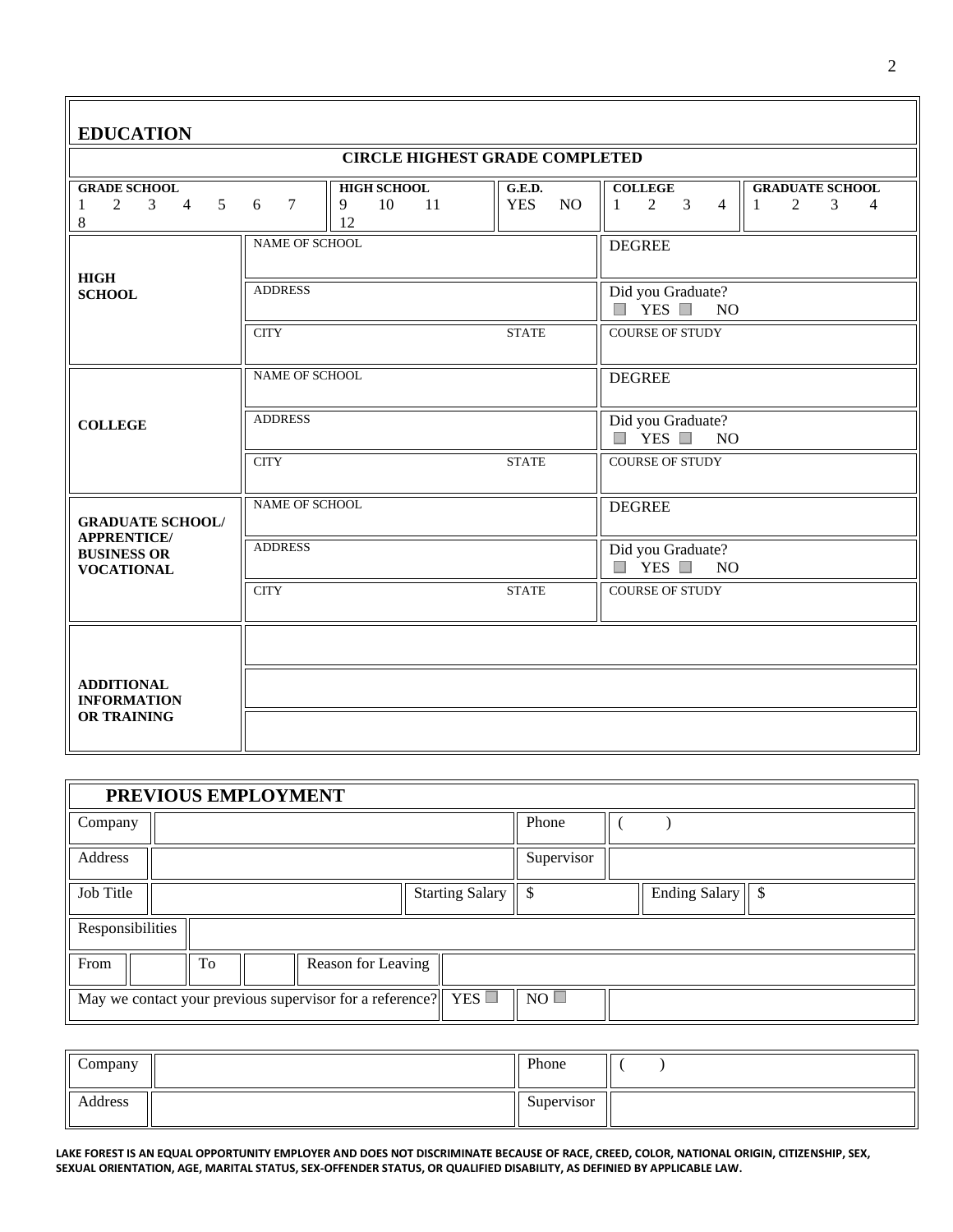## EDUCATION

**CIRCLE HIGHEST GRADE COMPLETED**

| GRADE SCHOOL | HIGH SCHOOL | G.E.D. | COLLEGE | GRADUATE SCHOOL |
|---|---|---|---|---|
| 1 2 3 4 5 6 7 8 | 9 10 11 12 | YES NO | 1 2 3 4 | 1 2 3 4 |

| | | | |
|---|---|---|---|
| **HIGH SCHOOL** | NAME OF SCHOOL | | DEGREE |
| | ADDRESS | | Did you Graduate? ☐ YES ☐ NO |
| | CITY | STATE | COURSE OF STUDY |
| **COLLEGE** | NAME OF SCHOOL | | DEGREE |
| | ADDRESS | | Did you Graduate? ☐ YES ☐ NO |
| | CITY | STATE | COURSE OF STUDY |
| **GRADUATE SCHOOL/ APPRENTICE/ BUSINESS OR VOCATIONAL** | NAME OF SCHOOL | | DEGREE |
| | ADDRESS | | Did you Graduate? ☐ YES ☐ NO |
| | CITY | STATE | COURSE OF STUDY |
| **ADDITIONAL INFORMATION OR TRAINING** | | | |
| | | | |
| | | | |

## PREVIOUS EMPLOYMENT

| | | | | | |
|---|---|---|---|---|---|
| Company | | Phone | ( ) | | |
| Address | | Supervisor | | | |
| Job Title | | Starting Salary | $ | Ending Salary | $ |
| Responsibilities | | | | | |
| From | | To | | Reason for Leaving | |
| May we contact your previous supervisor for a reference? | YES ☐ | NO ☐ | | | |

| | | | |
|---|---|---|---|
| Company | | Phone | ( ) |
| Address | | Supervisor | |

**LAKE FOREST IS AN EQUAL OPPORTUNITY EMPLOYER AND DOES NOT DISCRIMINATE BECAUSE OF RACE, CREED, COLOR, NATIONAL ORIGIN, CITIZENSHIP, SEX, SEXUAL ORIENTATION, AGE, MARITAL STATUS, SEX-OFFENDER STATUS, OR QUALIFIED DISABILITY, AS DEFINIED BY APPLICABLE LAW.**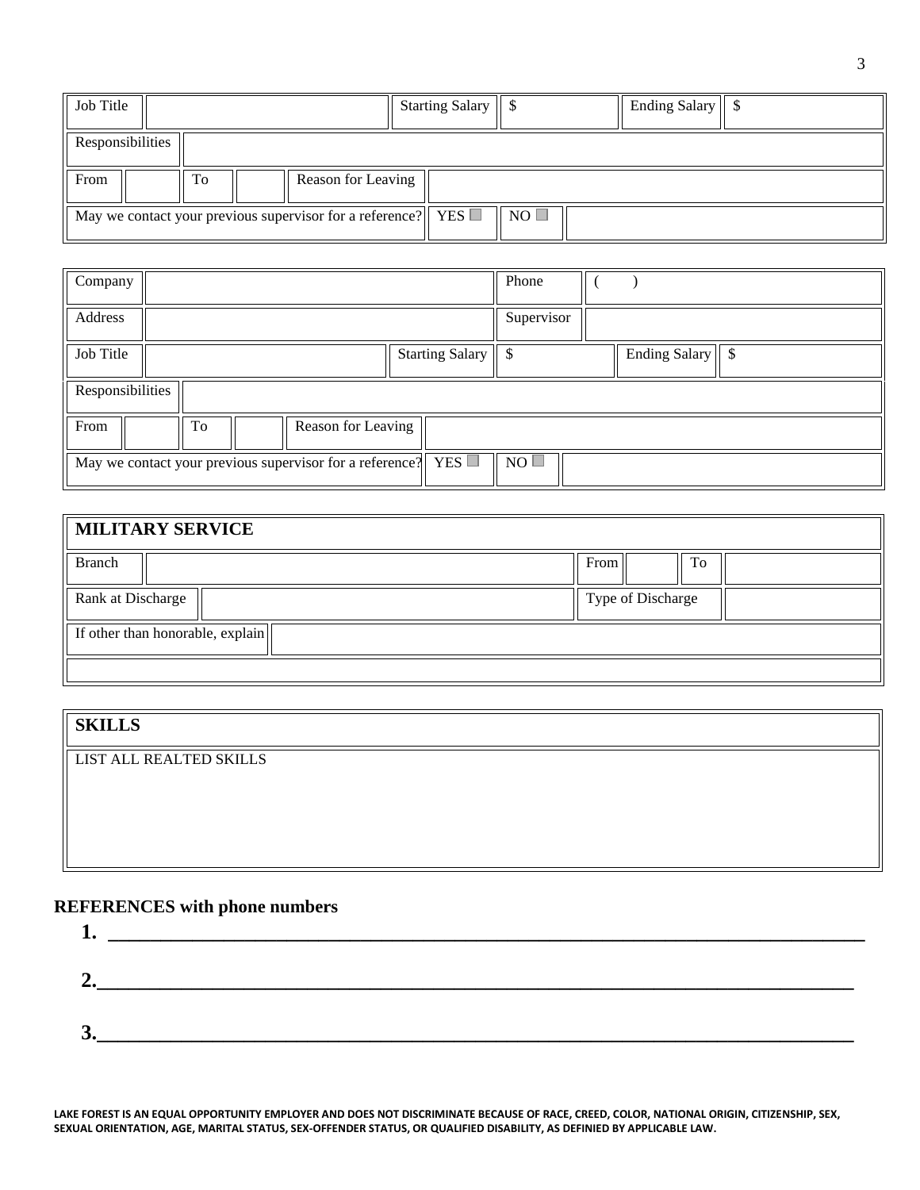| Job Title | | Starting Salary | $ | Ending Salary | $ |
|---|---|---|---|---|---|
| Responsibilities | | | | | |
| From | | To | | Reason for Leaving | |
| May we contact your previous supervisor for a reference? | YES ☐ | NO ☐ | | | |

| Company | | Phone | ( ) |
|---|---|---|---|
| Address | | Supervisor | |

| Job Title | | Starting Salary | $ | Ending Salary | $ |
|---|---|---|---|---|---|
| Responsibilities | | | | | |
| From | | To | | Reason for Leaving | |
| May we contact your previous supervisor for a reference? | YES ☐ | NO ☐ | | | |

| **MILITARY SERVICE** | | | | | |
|---|---|---|---|---|---|
| Branch | | From | | To | |
| Rank at Discharge | | Type of Discharge | | | |
| If other than honorable, explain | | | | | |
| | | | | | |

| **SKILLS** |
|---|
| LIST ALL REALTED SKILLS |

**REFERENCES with phone numbers**

1. ____________________________________________________________

2. ____________________________________________________________

3. ____________________________________________________________

**LAKE FOREST IS AN EQUAL OPPORTUNITY EMPLOYER AND DOES NOT DISCRIMINATE BECAUSE OF RACE, CREED, COLOR, NATIONAL ORIGIN, CITIZENSHIP, SEX, SEXUAL ORIENTATION, AGE, MARITAL STATUS, SEX-OFFENDER STATUS, OR QUALIFIED DISABILITY, AS DEFINIED BY APPLICABLE LAW.**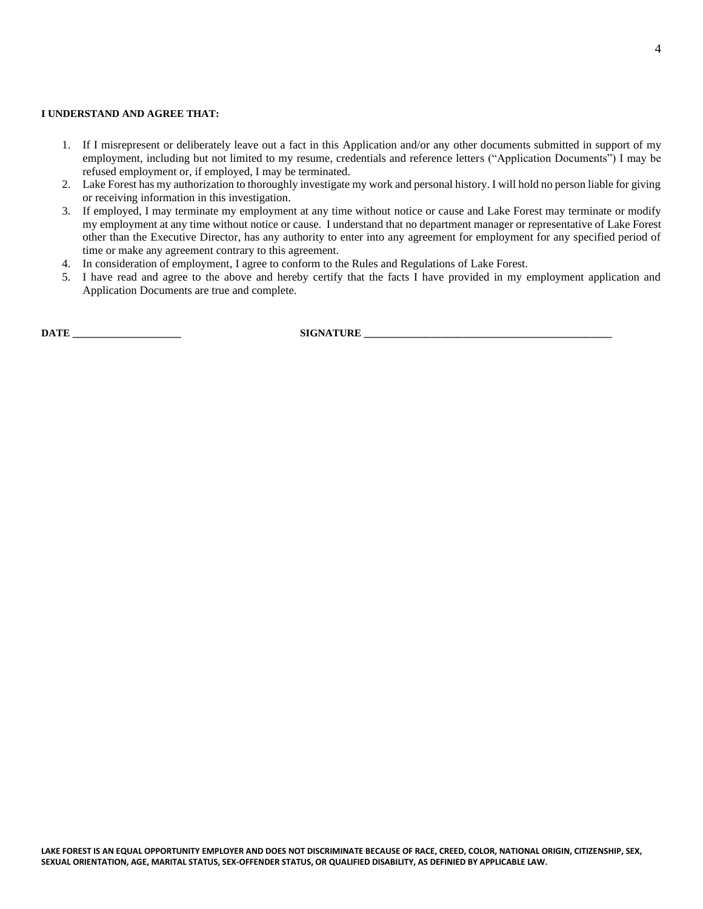**I UNDERSTAND AND AGREE THAT:**

1. If I misrepresent or deliberately leave out a fact in this Application and/or any other documents submitted in support of my employment, including but not limited to my resume, credentials and reference letters ("Application Documents") I may be refused employment or, if employed, I may be terminated.
2. Lake Forest has my authorization to thoroughly investigate my work and personal history. I will hold no person liable for giving or receiving information in this investigation.
3. If employed, I may terminate my employment at any time without notice or cause and Lake Forest may terminate or modify my employment at any time without notice or cause. I understand that no department manager or representative of Lake Forest other than the Executive Director, has any authority to enter into any agreement for employment for any specified period of time or make any agreement contrary to this agreement.
4. In consideration of employment, I agree to conform to the Rules and Regulations of Lake Forest.
5. I have read and agree to the above and hereby certify that the facts I have provided in my employment application and Application Documents are true and complete.

**DATE ____________________** **SIGNATURE ________________________________________________**

**LAKE FOREST IS AN EQUAL OPPORTUNITY EMPLOYER AND DOES NOT DISCRIMINATE BECAUSE OF RACE, CREED, COLOR, NATIONAL ORIGIN, CITIZENSHIP, SEX, SEXUAL ORIENTATION, AGE, MARITAL STATUS, SEX-OFFENDER STATUS, OR QUALIFIED DISABILITY, AS DEFINIED BY APPLICABLE LAW.**